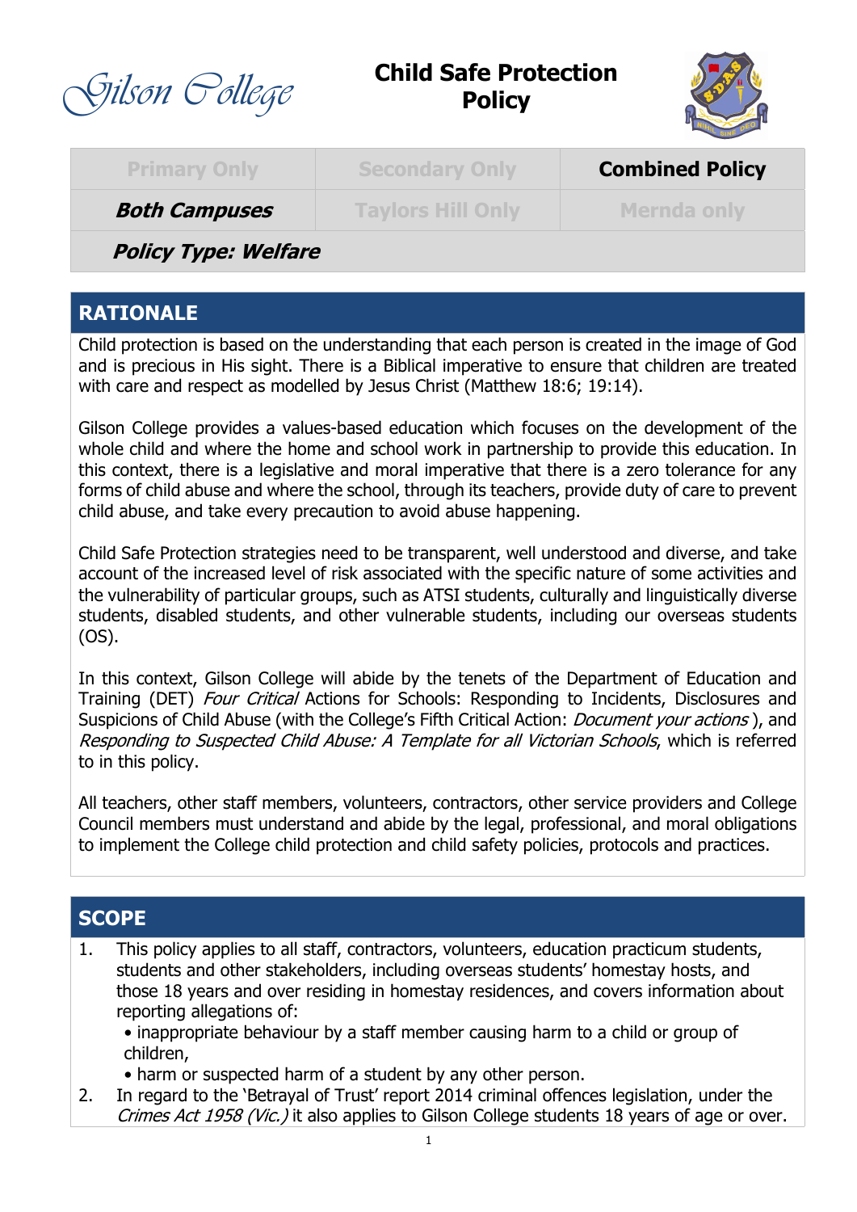Gilson College

# Child Safe Protection Policy

| Primary Only | Secondary Only | **Combined Policy** |
|---|---|---|
| ***Both Campuses*** | Taylors Hill Only | Mernda only |
| ***Policy Type: Welfare*** | | |

## RATIONALE

Child protection is based on the understanding that each person is created in the image of God and is precious in His sight. There is a Biblical imperative to ensure that children are treated with care and respect as modelled by Jesus Christ (Matthew 18:6; 19:14).

Gilson College provides a values-based education which focuses on the development of the whole child and where the home and school work in partnership to provide this education. In this context, there is a legislative and moral imperative that there is a zero tolerance for any forms of child abuse and where the school, through its teachers, provide duty of care to prevent child abuse, and take every precaution to avoid abuse happening.

Child Safe Protection strategies need to be transparent, well understood and diverse, and take account of the increased level of risk associated with the specific nature of some activities and the vulnerability of particular groups, such as ATSI students, culturally and linguistically diverse students, disabled students, and other vulnerable students, including our overseas students (OS).

In this context, Gilson College will abide by the tenets of the Department of Education and Training (DET) *Four Critical* Actions for Schools: Responding to Incidents, Disclosures and Suspicions of Child Abuse (with the College's Fifth Critical Action: *Document your actions* ), and *Responding to Suspected Child Abuse: A Template for all Victorian Schools*, which is referred to in this policy.

All teachers, other staff members, volunteers, contractors, other service providers and College Council members must understand and abide by the legal, professional, and moral obligations to implement the College child protection and child safety policies, protocols and practices.

## SCOPE

1. This policy applies to all staff, contractors, volunteers, education practicum students, students and other stakeholders, including overseas students' homestay hosts, and those 18 years and over residing in homestay residences, and covers information about reporting allegations of:
   - inappropriate behaviour by a staff member causing harm to a child or group of children,
   - harm or suspected harm of a student by any other person.
2. In regard to the 'Betrayal of Trust' report 2014 criminal offences legislation, under the *Crimes Act 1958 (Vic.)* it also applies to Gilson College students 18 years of age or over.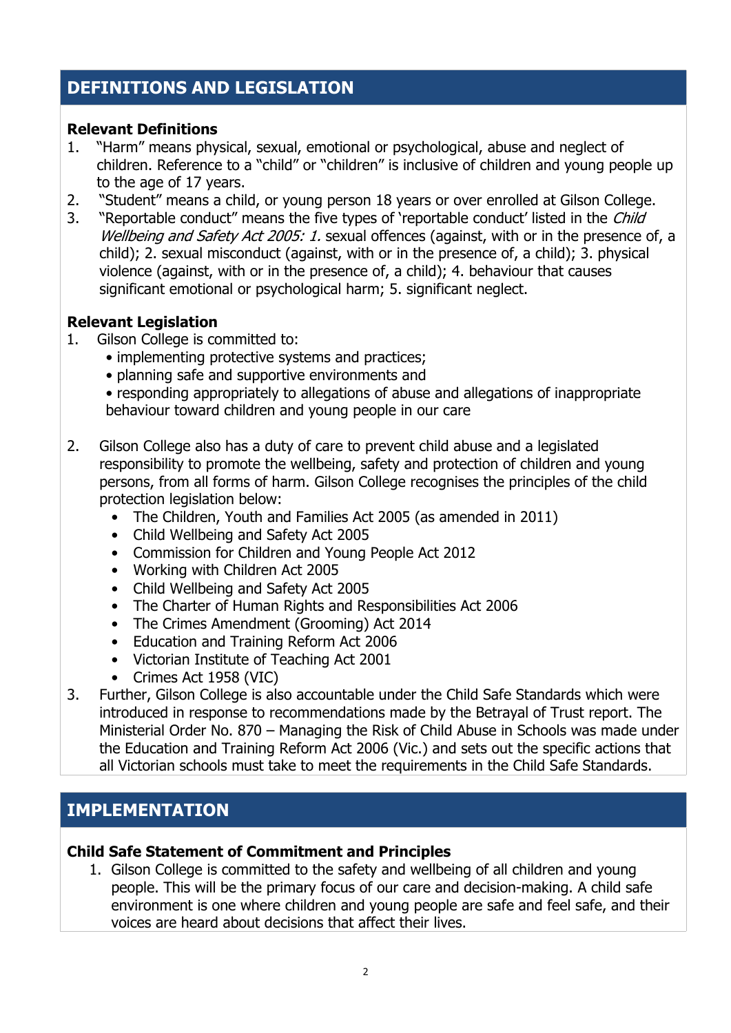## DEFINITIONS AND LEGISLATION

### Relevant Definitions

1. "Harm" means physical, sexual, emotional or psychological, abuse and neglect of children. Reference to a "child" or "children" is inclusive of children and young people up to the age of 17 years.
2. "Student" means a child, or young person 18 years or over enrolled at Gilson College.
3. "Reportable conduct" means the five types of 'reportable conduct' listed in the *Child Wellbeing and Safety Act 2005: 1.* sexual offences (against, with or in the presence of, a child); 2. sexual misconduct (against, with or in the presence of, a child); 3. physical violence (against, with or in the presence of, a child); 4. behaviour that causes significant emotional or psychological harm; 5. significant neglect.

### Relevant Legislation

1. Gilson College is committed to:
   - implementing protective systems and practices;
   - planning safe and supportive environments and
   - responding appropriately to allegations of abuse and allegations of inappropriate behaviour toward children and young people in our care

2. Gilson College also has a duty of care to prevent child abuse and a legislated responsibility to promote the wellbeing, safety and protection of children and young persons, from all forms of harm. Gilson College recognises the principles of the child protection legislation below:
   - The Children, Youth and Families Act 2005 (as amended in 2011)
   - Child Wellbeing and Safety Act 2005
   - Commission for Children and Young People Act 2012
   - Working with Children Act 2005
   - Child Wellbeing and Safety Act 2005
   - The Charter of Human Rights and Responsibilities Act 2006
   - The Crimes Amendment (Grooming) Act 2014
   - Education and Training Reform Act 2006
   - Victorian Institute of Teaching Act 2001
   - Crimes Act 1958 (VIC)
3. Further, Gilson College is also accountable under the Child Safe Standards which were introduced in response to recommendations made by the Betrayal of Trust report. The Ministerial Order No. 870 – Managing the Risk of Child Abuse in Schools was made under the Education and Training Reform Act 2006 (Vic.) and sets out the specific actions that all Victorian schools must take to meet the requirements in the Child Safe Standards.

## IMPLEMENTATION

### Child Safe Statement of Commitment and Principles

1. Gilson College is committed to the safety and wellbeing of all children and young people. This will be the primary focus of our care and decision-making. A child safe environment is one where children and young people are safe and feel safe, and their voices are heard about decisions that affect their lives.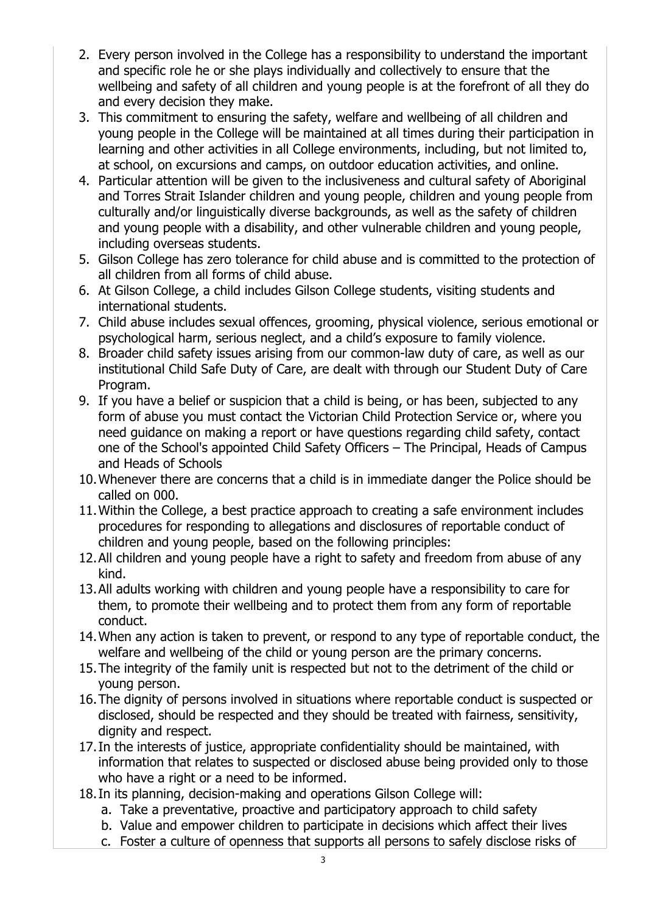2. Every person involved in the College has a responsibility to understand the important and specific role he or she plays individually and collectively to ensure that the wellbeing and safety of all children and young people is at the forefront of all they do and every decision they make.
3. This commitment to ensuring the safety, welfare and wellbeing of all children and young people in the College will be maintained at all times during their participation in learning and other activities in all College environments, including, but not limited to, at school, on excursions and camps, on outdoor education activities, and online.
4. Particular attention will be given to the inclusiveness and cultural safety of Aboriginal and Torres Strait Islander children and young people, children and young people from culturally and/or linguistically diverse backgrounds, as well as the safety of children and young people with a disability, and other vulnerable children and young people, including overseas students.
5. Gilson College has zero tolerance for child abuse and is committed to the protection of all children from all forms of child abuse.
6. At Gilson College, a child includes Gilson College students, visiting students and international students.
7. Child abuse includes sexual offences, grooming, physical violence, serious emotional or psychological harm, serious neglect, and a child's exposure to family violence.
8. Broader child safety issues arising from our common-law duty of care, as well as our institutional Child Safe Duty of Care, are dealt with through our Student Duty of Care Program.
9. If you have a belief or suspicion that a child is being, or has been, subjected to any form of abuse you must contact the Victorian Child Protection Service or, where you need guidance on making a report or have questions regarding child safety, contact one of the School's appointed Child Safety Officers – The Principal, Heads of Campus and Heads of Schools
10. Whenever there are concerns that a child is in immediate danger the Police should be called on 000.
11. Within the College, a best practice approach to creating a safe environment includes procedures for responding to allegations and disclosures of reportable conduct of children and young people, based on the following principles:
12. All children and young people have a right to safety and freedom from abuse of any kind.
13. All adults working with children and young people have a responsibility to care for them, to promote their wellbeing and to protect them from any form of reportable conduct.
14. When any action is taken to prevent, or respond to any type of reportable conduct, the welfare and wellbeing of the child or young person are the primary concerns.
15. The integrity of the family unit is respected but not to the detriment of the child or young person.
16. The dignity of persons involved in situations where reportable conduct is suspected or disclosed, should be respected and they should be treated with fairness, sensitivity, dignity and respect.
17. In the interests of justice, appropriate confidentiality should be maintained, with information that relates to suspected or disclosed abuse being provided only to those who have a right or a need to be informed.
18. In its planning, decision-making and operations Gilson College will:
    a. Take a preventative, proactive and participatory approach to child safety
    b. Value and empower children to participate in decisions which affect their lives
    c. Foster a culture of openness that supports all persons to safely disclose risks of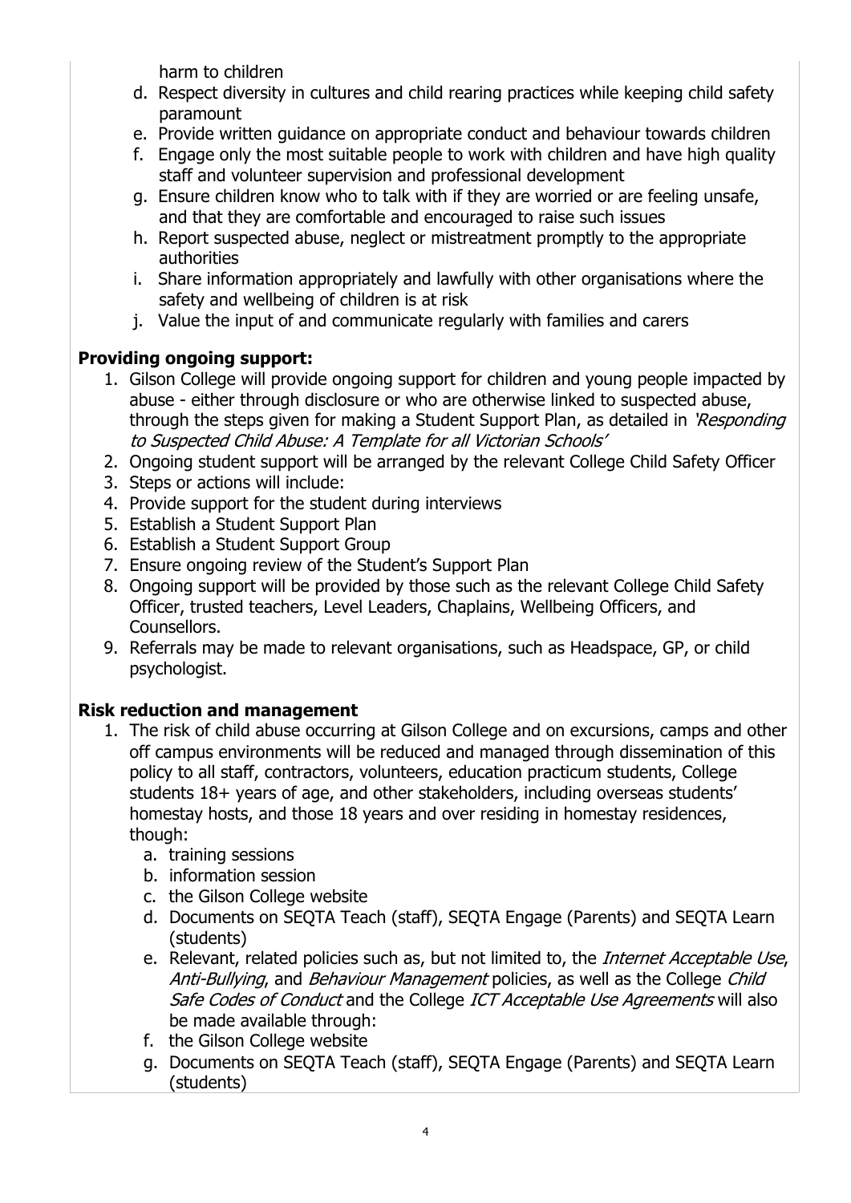harm to children

d. Respect diversity in cultures and child rearing practices while keeping child safety paramount
e. Provide written guidance on appropriate conduct and behaviour towards children
f. Engage only the most suitable people to work with children and have high quality staff and volunteer supervision and professional development
g. Ensure children know who to talk with if they are worried or are feeling unsafe, and that they are comfortable and encouraged to raise such issues
h. Report suspected abuse, neglect or mistreatment promptly to the appropriate authorities
i. Share information appropriately and lawfully with other organisations where the safety and wellbeing of children is at risk
j. Value the input of and communicate regularly with families and carers

**Providing ongoing support:**

1. Gilson College will provide ongoing support for children and young people impacted by abuse - either through disclosure or who are otherwise linked to suspected abuse, through the steps given for making a Student Support Plan, as detailed in *'Responding to Suspected Child Abuse: A Template for all Victorian Schools'*
2. Ongoing student support will be arranged by the relevant College Child Safety Officer
3. Steps or actions will include:
4. Provide support for the student during interviews
5. Establish a Student Support Plan
6. Establish a Student Support Group
7. Ensure ongoing review of the Student's Support Plan
8. Ongoing support will be provided by those such as the relevant College Child Safety Officer, trusted teachers, Level Leaders, Chaplains, Wellbeing Officers, and Counsellors.
9. Referrals may be made to relevant organisations, such as Headspace, GP, or child psychologist.

**Risk reduction and management**

1. The risk of child abuse occurring at Gilson College and on excursions, camps and other off campus environments will be reduced and managed through dissemination of this policy to all staff, contractors, volunteers, education practicum students, College students 18+ years of age, and other stakeholders, including overseas students' homestay hosts, and those 18 years and over residing in homestay residences, though:
    a. training sessions
    b. information session
    c. the Gilson College website
    d. Documents on SEQTA Teach (staff), SEQTA Engage (Parents) and SEQTA Learn (students)
    e. Relevant, related policies such as, but not limited to, the *Internet Acceptable Use*, *Anti-Bullying*, and *Behaviour Management* policies, as well as the College *Child Safe Codes of Conduct* and the College *ICT Acceptable Use Agreements* will also be made available through:
    f. the Gilson College website
    g. Documents on SEQTA Teach (staff), SEQTA Engage (Parents) and SEQTA Learn (students)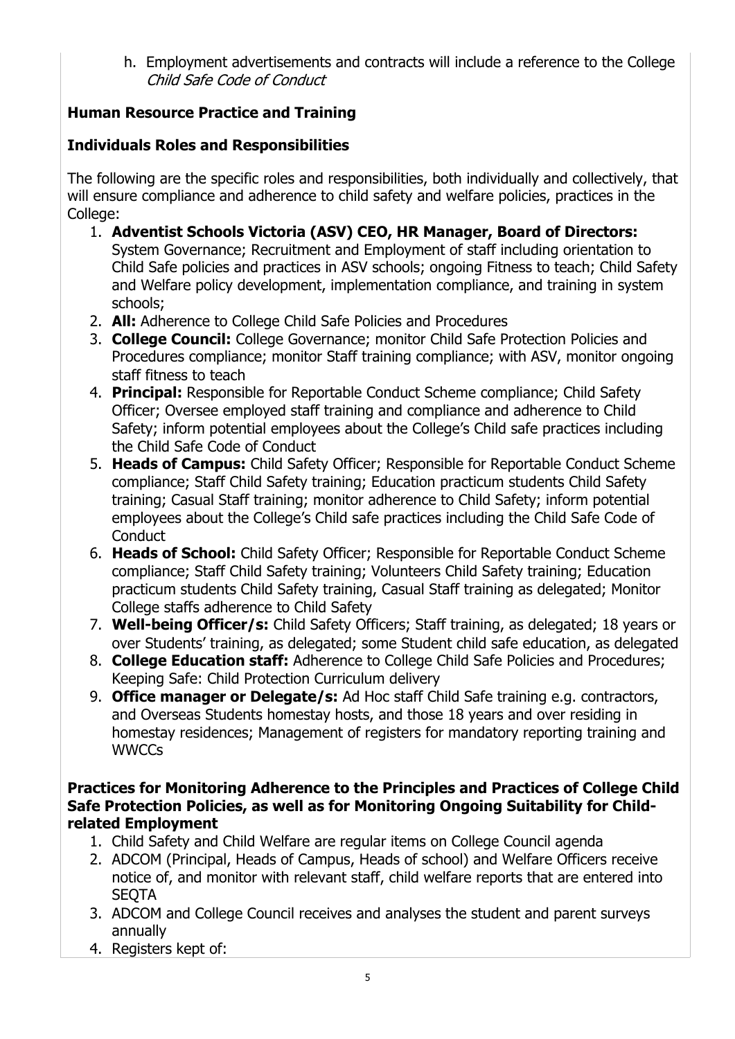h. Employment advertisements and contracts will include a reference to the College *Child Safe Code of Conduct*

**Human Resource Practice and Training**

**Individuals Roles and Responsibilities**

The following are the specific roles and responsibilities, both individually and collectively, that will ensure compliance and adherence to child safety and welfare policies, practices in the College:

1. **Adventist Schools Victoria (ASV) CEO, HR Manager, Board of Directors:** System Governance; Recruitment and Employment of staff including orientation to Child Safe policies and practices in ASV schools; ongoing Fitness to teach; Child Safety and Welfare policy development, implementation compliance, and training in system schools;
2. **All:** Adherence to College Child Safe Policies and Procedures
3. **College Council:** College Governance; monitor Child Safe Protection Policies and Procedures compliance; monitor Staff training compliance; with ASV, monitor ongoing staff fitness to teach
4. **Principal:** Responsible for Reportable Conduct Scheme compliance; Child Safety Officer; Oversee employed staff training and compliance and adherence to Child Safety; inform potential employees about the College's Child safe practices including the Child Safe Code of Conduct
5. **Heads of Campus:** Child Safety Officer; Responsible for Reportable Conduct Scheme compliance; Staff Child Safety training; Education practicum students Child Safety training; Casual Staff training; monitor adherence to Child Safety; inform potential employees about the College's Child safe practices including the Child Safe Code of Conduct
6. **Heads of School:** Child Safety Officer; Responsible for Reportable Conduct Scheme compliance; Staff Child Safety training; Volunteers Child Safety training; Education practicum students Child Safety training, Casual Staff training as delegated; Monitor College staffs adherence to Child Safety
7. **Well-being Officer/s:** Child Safety Officers; Staff training, as delegated; 18 years or over Students' training, as delegated; some Student child safe education, as delegated
8. **College Education staff:** Adherence to College Child Safe Policies and Procedures; Keeping Safe: Child Protection Curriculum delivery
9. **Office manager or Delegate/s:** Ad Hoc staff Child Safe training e.g. contractors, and Overseas Students homestay hosts, and those 18 years and over residing in homestay residences; Management of registers for mandatory reporting training and WWCCs

**Practices for Monitoring Adherence to the Principles and Practices of College Child Safe Protection Policies, as well as for Monitoring Ongoing Suitability for Child-related Employment**

1. Child Safety and Child Welfare are regular items on College Council agenda
2. ADCOM (Principal, Heads of Campus, Heads of school) and Welfare Officers receive notice of, and monitor with relevant staff, child welfare reports that are entered into SEQTA
3. ADCOM and College Council receives and analyses the student and parent surveys annually
4. Registers kept of: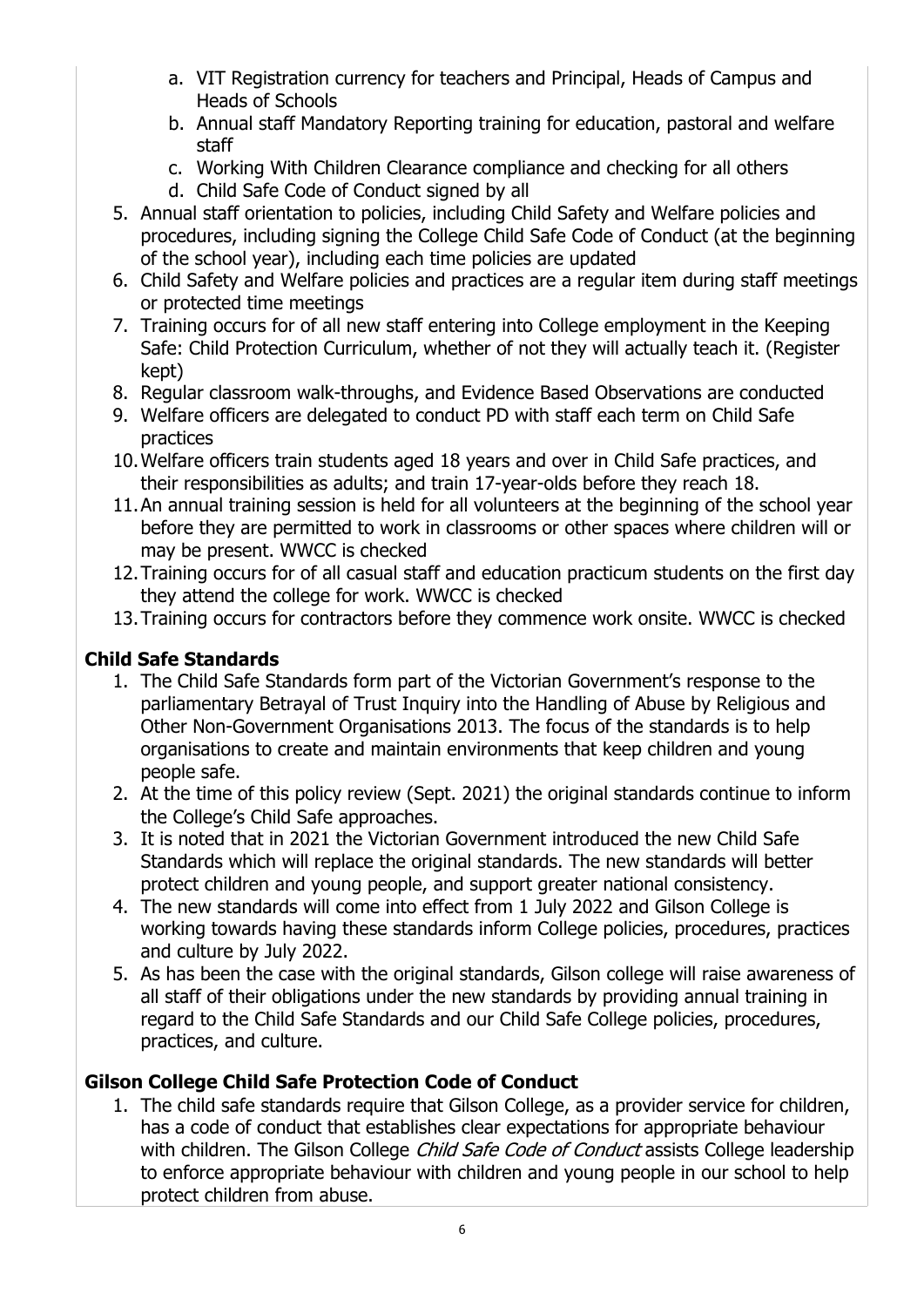a. VIT Registration currency for teachers and Principal, Heads of Campus and Heads of Schools
   b. Annual staff Mandatory Reporting training for education, pastoral and welfare staff
   c. Working With Children Clearance compliance and checking for all others
   d. Child Safe Code of Conduct signed by all
5. Annual staff orientation to policies, including Child Safety and Welfare policies and procedures, including signing the College Child Safe Code of Conduct (at the beginning of the school year), including each time policies are updated
6. Child Safety and Welfare policies and practices are a regular item during staff meetings or protected time meetings
7. Training occurs for of all new staff entering into College employment in the Keeping Safe: Child Protection Curriculum, whether of not they will actually teach it. (Register kept)
8. Regular classroom walk-throughs, and Evidence Based Observations are conducted
9. Welfare officers are delegated to conduct PD with staff each term on Child Safe practices
10. Welfare officers train students aged 18 years and over in Child Safe practices, and their responsibilities as adults; and train 17-year-olds before they reach 18.
11. An annual training session is held for all volunteers at the beginning of the school year before they are permitted to work in classrooms or other spaces where children will or may be present. WWCC is checked
12. Training occurs for of all casual staff and education practicum students on the first day they attend the college for work. WWCC is checked
13. Training occurs for contractors before they commence work onsite. WWCC is checked

### Child Safe Standards

1. The Child Safe Standards form part of the Victorian Government's response to the parliamentary Betrayal of Trust Inquiry into the Handling of Abuse by Religious and Other Non-Government Organisations 2013. The focus of the standards is to help organisations to create and maintain environments that keep children and young people safe.
2. At the time of this policy review (Sept. 2021) the original standards continue to inform the College's Child Safe approaches.
3. It is noted that in 2021 the Victorian Government introduced the new Child Safe Standards which will replace the original standards. The new standards will better protect children and young people, and support greater national consistency.
4. The new standards will come into effect from 1 July 2022 and Gilson College is working towards having these standards inform College policies, procedures, practices and culture by July 2022.
5. As has been the case with the original standards, Gilson college will raise awareness of all staff of their obligations under the new standards by providing annual training in regard to the Child Safe Standards and our Child Safe College policies, procedures, practices, and culture.

### Gilson College Child Safe Protection Code of Conduct

1. The child safe standards require that Gilson College, as a provider service for children, has a code of conduct that establishes clear expectations for appropriate behaviour with children. The Gilson College *Child Safe Code of Conduct* assists College leadership to enforce appropriate behaviour with children and young people in our school to help protect children from abuse.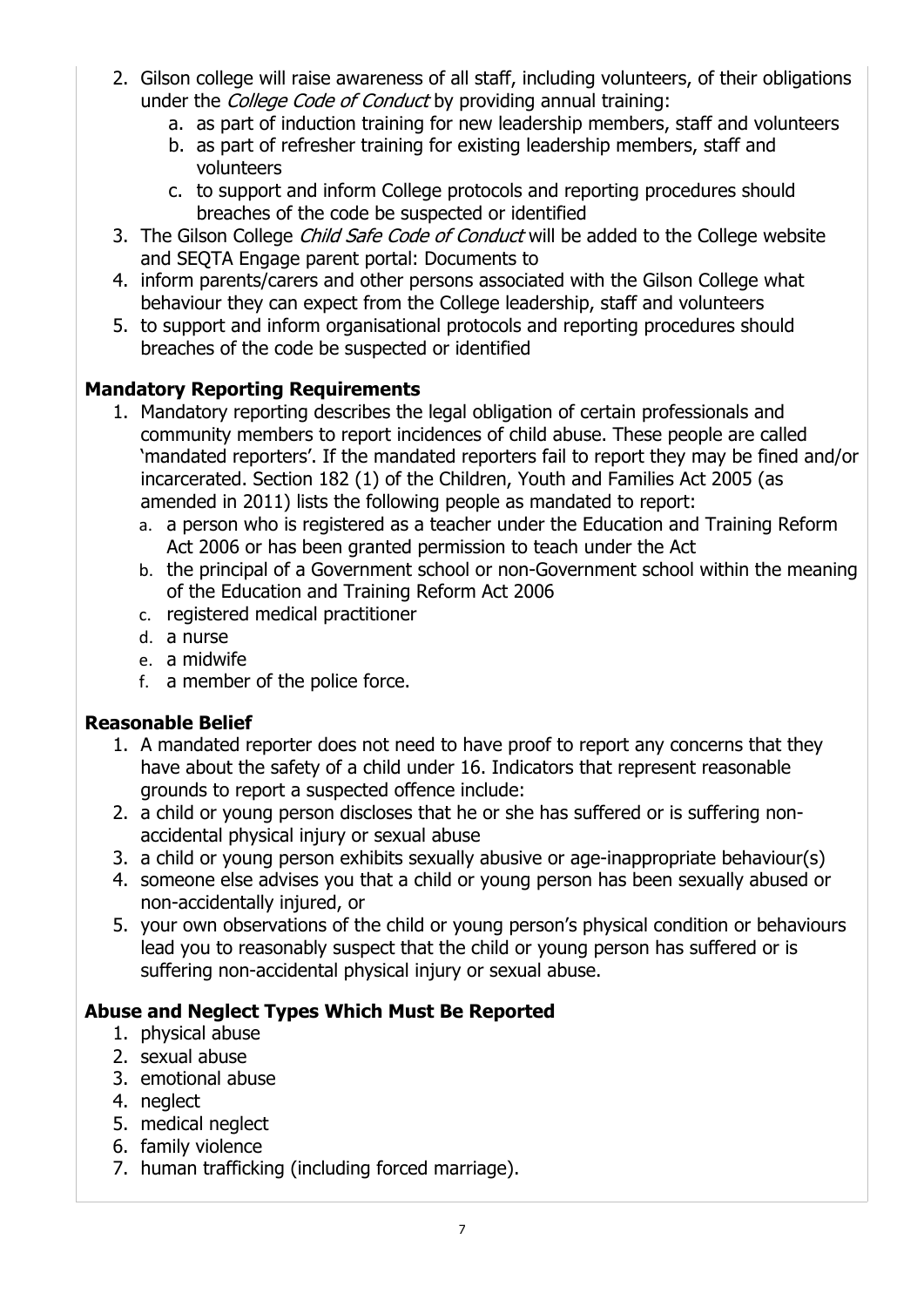2. Gilson college will raise awareness of all staff, including volunteers, of their obligations under the *College Code of Conduct* by providing annual training:
   a. as part of induction training for new leadership members, staff and volunteers
   b. as part of refresher training for existing leadership members, staff and volunteers
   c. to support and inform College protocols and reporting procedures should breaches of the code be suspected or identified
3. The Gilson College *Child Safe Code of Conduct* will be added to the College website and SEQTA Engage parent portal: Documents to
4. inform parents/carers and other persons associated with the Gilson College what behaviour they can expect from the College leadership, staff and volunteers
5. to support and inform organisational protocols and reporting procedures should breaches of the code be suspected or identified

### Mandatory Reporting Requirements

1. Mandatory reporting describes the legal obligation of certain professionals and community members to report incidences of child abuse. These people are called 'mandated reporters'. If the mandated reporters fail to report they may be fined and/or incarcerated. Section 182 (1) of the Children, Youth and Families Act 2005 (as amended in 2011) lists the following people as mandated to report:
   a. a person who is registered as a teacher under the Education and Training Reform Act 2006 or has been granted permission to teach under the Act
   b. the principal of a Government school or non-Government school within the meaning of the Education and Training Reform Act 2006
   c. registered medical practitioner
   d. a nurse
   e. a midwife
   f. a member of the police force.

### Reasonable Belief

1. A mandated reporter does not need to have proof to report any concerns that they have about the safety of a child under 16. Indicators that represent reasonable grounds to report a suspected offence include:
2. a child or young person discloses that he or she has suffered or is suffering non-accidental physical injury or sexual abuse
3. a child or young person exhibits sexually abusive or age-inappropriate behaviour(s)
4. someone else advises you that a child or young person has been sexually abused or non-accidentally injured, or
5. your own observations of the child or young person's physical condition or behaviours lead you to reasonably suspect that the child or young person has suffered or is suffering non-accidental physical injury or sexual abuse.

### Abuse and Neglect Types Which Must Be Reported

1. physical abuse
2. sexual abuse
3. emotional abuse
4. neglect
5. medical neglect
6. family violence
7. human trafficking (including forced marriage).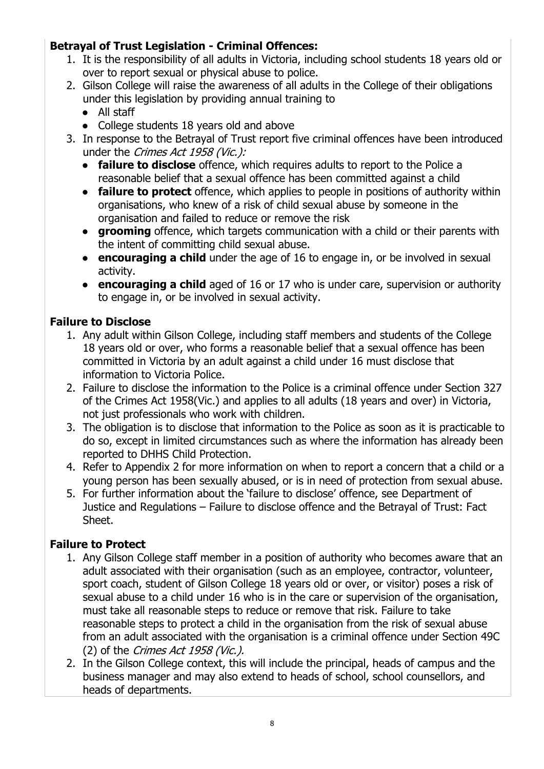**Betrayal of Trust Legislation - Criminal Offences:**

1. It is the responsibility of all adults in Victoria, including school students 18 years old or over to report sexual or physical abuse to police.
2. Gilson College will raise the awareness of all adults in the College of their obligations under this legislation by providing annual training to
   - All staff
   - College students 18 years old and above
3. In response to the Betrayal of Trust report five criminal offences have been introduced under the *Crimes Act 1958 (Vic.):*
   - **failure to disclose** offence, which requires adults to report to the Police a reasonable belief that a sexual offence has been committed against a child
   - **failure to protect** offence, which applies to people in positions of authority within organisations, who knew of a risk of child sexual abuse by someone in the organisation and failed to reduce or remove the risk
   - **grooming** offence, which targets communication with a child or their parents with the intent of committing child sexual abuse.
   - **encouraging a child** under the age of 16 to engage in, or be involved in sexual activity.
   - **encouraging a child** aged of 16 or 17 who is under care, supervision or authority to engage in, or be involved in sexual activity.

**Failure to Disclose**

1. Any adult within Gilson College, including staff members and students of the College 18 years old or over, who forms a reasonable belief that a sexual offence has been committed in Victoria by an adult against a child under 16 must disclose that information to Victoria Police.
2. Failure to disclose the information to the Police is a criminal offence under Section 327 of the Crimes Act 1958(Vic.) and applies to all adults (18 years and over) in Victoria, not just professionals who work with children.
3. The obligation is to disclose that information to the Police as soon as it is practicable to do so, except in limited circumstances such as where the information has already been reported to DHHS Child Protection.
4. Refer to Appendix 2 for more information on when to report a concern that a child or a young person has been sexually abused, or is in need of protection from sexual abuse.
5. For further information about the 'failure to disclose' offence, see Department of Justice and Regulations – Failure to disclose offence and the Betrayal of Trust: Fact Sheet.

**Failure to Protect**

1. Any Gilson College staff member in a position of authority who becomes aware that an adult associated with their organisation (such as an employee, contractor, volunteer, sport coach, student of Gilson College 18 years old or over, or visitor) poses a risk of sexual abuse to a child under 16 who is in the care or supervision of the organisation, must take all reasonable steps to reduce or remove that risk. Failure to take reasonable steps to protect a child in the organisation from the risk of sexual abuse from an adult associated with the organisation is a criminal offence under Section 49C (2) of the *Crimes Act 1958 (Vic.).*
2. In the Gilson College context, this will include the principal, heads of campus and the business manager and may also extend to heads of school, school counsellors, and heads of departments.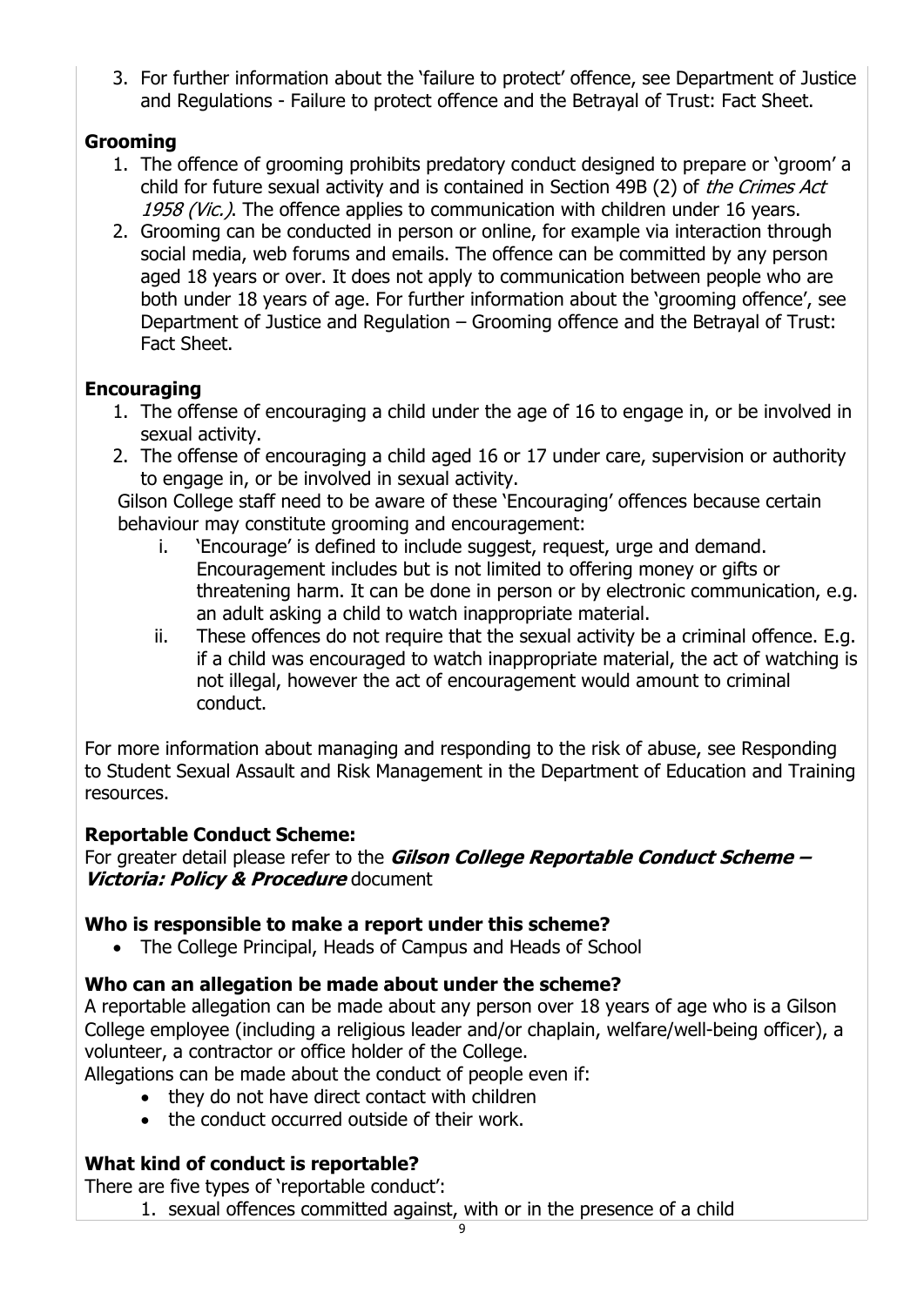3. For further information about the 'failure to protect' offence, see Department of Justice and Regulations - Failure to protect offence and the Betrayal of Trust: Fact Sheet.

**Grooming**

1. The offence of grooming prohibits predatory conduct designed to prepare or 'groom' a child for future sexual activity and is contained in Section 49B (2) of *the Crimes Act 1958 (Vic.)*. The offence applies to communication with children under 16 years.
2. Grooming can be conducted in person or online, for example via interaction through social media, web forums and emails. The offence can be committed by any person aged 18 years or over. It does not apply to communication between people who are both under 18 years of age. For further information about the 'grooming offence', see Department of Justice and Regulation – Grooming offence and the Betrayal of Trust: Fact Sheet.

**Encouraging**

1. The offense of encouraging a child under the age of 16 to engage in, or be involved in sexual activity.
2. The offense of encouraging a child aged 16 or 17 under care, supervision or authority to engage in, or be involved in sexual activity.

Gilson College staff need to be aware of these 'Encouraging' offences because certain behaviour may constitute grooming and encouragement:

i. 'Encourage' is defined to include suggest, request, urge and demand. Encouragement includes but is not limited to offering money or gifts or threatening harm. It can be done in person or by electronic communication, e.g. an adult asking a child to watch inappropriate material.
ii. These offences do not require that the sexual activity be a criminal offence. E.g. if a child was encouraged to watch inappropriate material, the act of watching is not illegal, however the act of encouragement would amount to criminal conduct.

For more information about managing and responding to the risk of abuse, see Responding to Student Sexual Assault and Risk Management in the Department of Education and Training resources.

**Reportable Conduct Scheme:**

For greater detail please refer to the ***Gilson College Reportable Conduct Scheme – Victoria: Policy & Procedure*** document

**Who is responsible to make a report under this scheme?**

- The College Principal, Heads of Campus and Heads of School

**Who can an allegation be made about under the scheme?**

A reportable allegation can be made about any person over 18 years of age who is a Gilson College employee (including a religious leader and/or chaplain, welfare/well-being officer), a volunteer, a contractor or office holder of the College.

Allegations can be made about the conduct of people even if:

- they do not have direct contact with children
- the conduct occurred outside of their work.

**What kind of conduct is reportable?**

There are five types of 'reportable conduct':

1. sexual offences committed against, with or in the presence of a child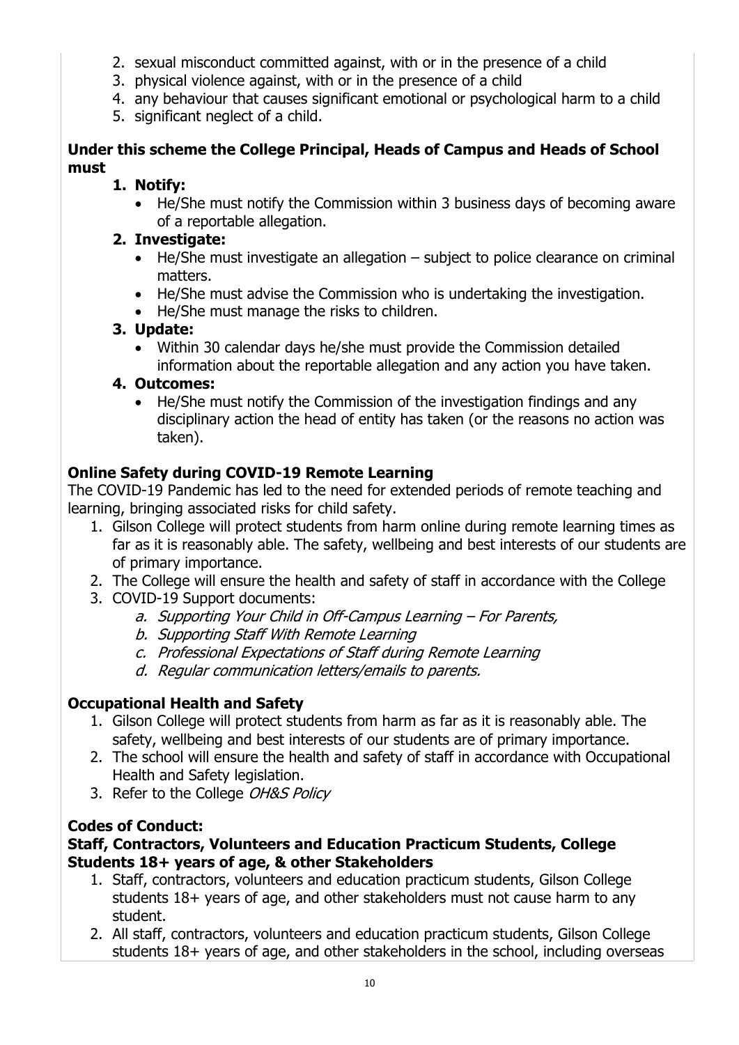2. sexual misconduct committed against, with or in the presence of a child
3. physical violence against, with or in the presence of a child
4. any behaviour that causes significant emotional or psychological harm to a child
5. significant neglect of a child.

**Under this scheme the College Principal, Heads of Campus and Heads of School must**

1. **Notify:**
   - He/She must notify the Commission within 3 business days of becoming aware of a reportable allegation.
2. **Investigate:**
   - He/She must investigate an allegation – subject to police clearance on criminal matters.
   - He/She must advise the Commission who is undertaking the investigation.
   - He/She must manage the risks to children.
3. **Update:**
   - Within 30 calendar days he/she must provide the Commission detailed information about the reportable allegation and any action you have taken.
4. **Outcomes:**
   - He/She must notify the Commission of the investigation findings and any disciplinary action the head of entity has taken (or the reasons no action was taken).

**Online Safety during COVID-19 Remote Learning**

The COVID-19 Pandemic has led to the need for extended periods of remote teaching and learning, bringing associated risks for child safety.

1. Gilson College will protect students from harm online during remote learning times as far as it is reasonably able. The safety, wellbeing and best interests of our students are of primary importance.
2. The College will ensure the health and safety of staff in accordance with the College
3. COVID-19 Support documents:
   a. *Supporting Your Child in Off-Campus Learning – For Parents,*
   b. *Supporting Staff With Remote Learning*
   c. *Professional Expectations of Staff during Remote Learning*
   d. *Regular communication letters/emails to parents.*

**Occupational Health and Safety**

1. Gilson College will protect students from harm as far as it is reasonably able. The safety, wellbeing and best interests of our students are of primary importance.
2. The school will ensure the health and safety of staff in accordance with Occupational Health and Safety legislation.
3. Refer to the College *OH&S Policy*

**Codes of Conduct:**

**Staff, Contractors, Volunteers and Education Practicum Students, College Students 18+ years of age, & other Stakeholders**

1. Staff, contractors, volunteers and education practicum students, Gilson College students 18+ years of age, and other stakeholders must not cause harm to any student.
2. All staff, contractors, volunteers and education practicum students, Gilson College students 18+ years of age, and other stakeholders in the school, including overseas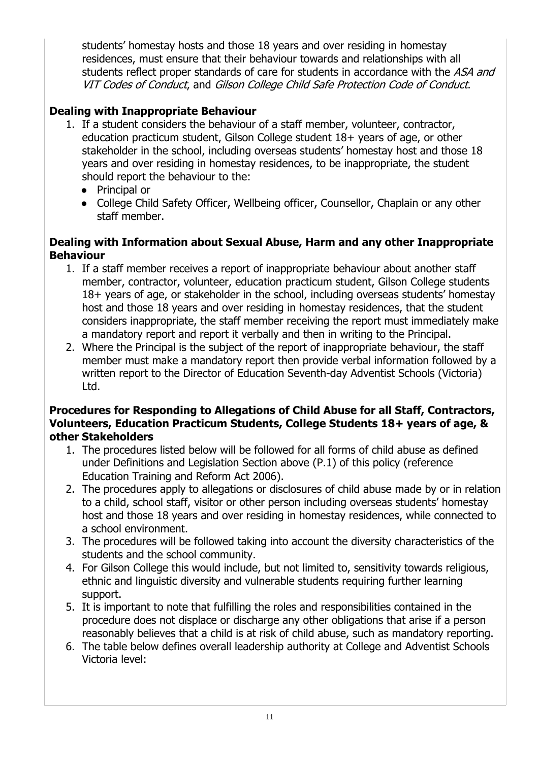students' homestay hosts and those 18 years and over residing in homestay residences, must ensure that their behaviour towards and relationships with all students reflect proper standards of care for students in accordance with the *ASA and VIT Codes of Conduct*, and *Gilson College Child Safe Protection Code of Conduct*.

**Dealing with Inappropriate Behaviour**

1. If a student considers the behaviour of a staff member, volunteer, contractor, education practicum student, Gilson College student 18+ years of age, or other stakeholder in the school, including overseas students' homestay host and those 18 years and over residing in homestay residences, to be inappropriate, the student should report the behaviour to the:
   - Principal or
   - College Child Safety Officer, Wellbeing officer, Counsellor, Chaplain or any other staff member.

**Dealing with Information about Sexual Abuse, Harm and any other Inappropriate Behaviour**

1. If a staff member receives a report of inappropriate behaviour about another staff member, contractor, volunteer, education practicum student, Gilson College students 18+ years of age, or stakeholder in the school, including overseas students' homestay host and those 18 years and over residing in homestay residences, that the student considers inappropriate, the staff member receiving the report must immediately make a mandatory report and report it verbally and then in writing to the Principal.
2. Where the Principal is the subject of the report of inappropriate behaviour, the staff member must make a mandatory report then provide verbal information followed by a written report to the Director of Education Seventh-day Adventist Schools (Victoria) Ltd.

**Procedures for Responding to Allegations of Child Abuse for all Staff, Contractors, Volunteers, Education Practicum Students, College Students 18+ years of age, & other Stakeholders**

1. The procedures listed below will be followed for all forms of child abuse as defined under Definitions and Legislation Section above (P.1) of this policy (reference Education Training and Reform Act 2006).
2. The procedures apply to allegations or disclosures of child abuse made by or in relation to a child, school staff, visitor or other person including overseas students' homestay host and those 18 years and over residing in homestay residences, while connected to a school environment.
3. The procedures will be followed taking into account the diversity characteristics of the students and the school community.
4. For Gilson College this would include, but not limited to, sensitivity towards religious, ethnic and linguistic diversity and vulnerable students requiring further learning support.
5. It is important to note that fulfilling the roles and responsibilities contained in the procedure does not displace or discharge any other obligations that arise if a person reasonably believes that a child is at risk of child abuse, such as mandatory reporting.
6. The table below defines overall leadership authority at College and Adventist Schools Victoria level: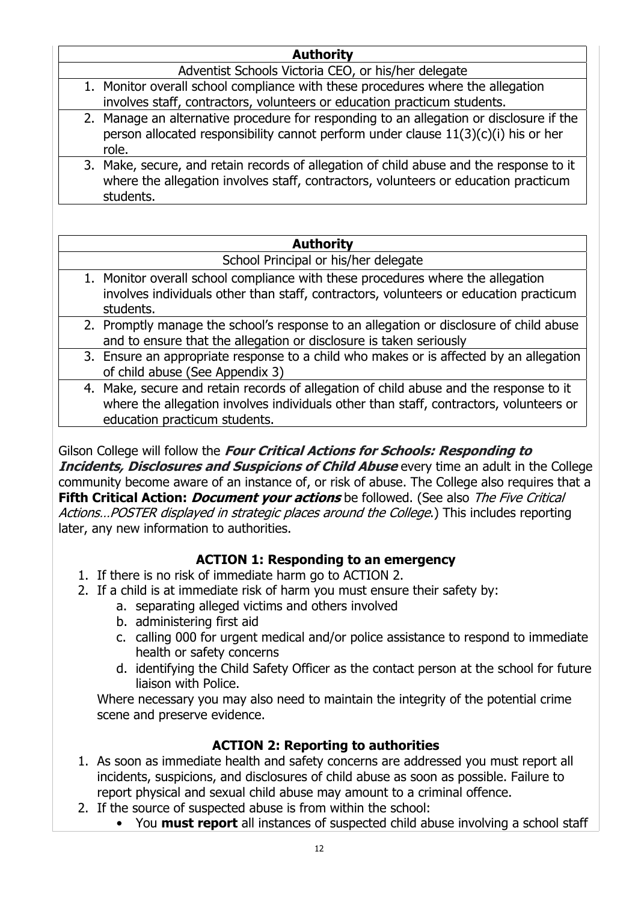| **Authority** |
| --- |
| Adventist Schools Victoria CEO, or his/her delegate |
| 1. Monitor overall school compliance with these procedures where the allegation involves staff, contractors, volunteers or education practicum students. |
| 2. Manage an alternative procedure for responding to an allegation or disclosure if the person allocated responsibility cannot perform under clause 11(3)(c)(i) his or her role. |
| 3. Make, secure, and retain records of allegation of child abuse and the response to it where the allegation involves staff, contractors, volunteers or education practicum students. |

| **Authority** |
| --- |
| School Principal or his/her delegate |
| 1. Monitor overall school compliance with these procedures where the allegation involves individuals other than staff, contractors, volunteers or education practicum students. |
| 2. Promptly manage the school's response to an allegation or disclosure of child abuse and to ensure that the allegation or disclosure is taken seriously |
| 3. Ensure an appropriate response to a child who makes or is affected by an allegation of child abuse (See Appendix 3) |
| 4. Make, secure and retain records of allegation of child abuse and the response to it where the allegation involves individuals other than staff, contractors, volunteers or education practicum students. |

Gilson College will follow the ***Four Critical Actions for Schools: Responding to Incidents, Disclosures and Suspicions of Child Abuse*** every time an adult in the College community become aware of an instance of, or risk of abuse. The College also requires that a **Fifth Critical Action: *Document your actions*** be followed. (See also *The Five Critical Actions…POSTER displayed in strategic places around the College*.) This includes reporting later, any new information to authorities.

### ACTION 1: Responding to an emergency

1. If there is no risk of immediate harm go to ACTION 2.
2. If a child is at immediate risk of harm you must ensure their safety by:
   a. separating alleged victims and others involved
   b. administering first aid
   c. calling 000 for urgent medical and/or police assistance to respond to immediate health or safety concerns
   d. identifying the Child Safety Officer as the contact person at the school for future liaison with Police.

   Where necessary you may also need to maintain the integrity of the potential crime scene and preserve evidence.

### ACTION 2: Reporting to authorities

1. As soon as immediate health and safety concerns are addressed you must report all incidents, suspicions, and disclosures of child abuse as soon as possible. Failure to report physical and sexual child abuse may amount to a criminal offence.
2. If the source of suspected abuse is from within the school:
   - You **must report** all instances of suspected child abuse involving a school staff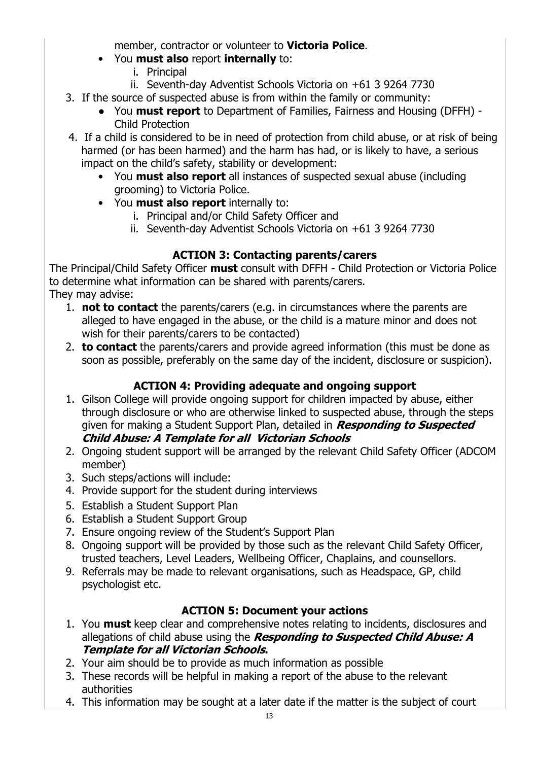member, contractor or volunteer to **Victoria Police**.

- You **must also** report **internally** to:
  i. Principal
  ii. Seventh-day Adventist Schools Victoria on +61 3 9264 7730

3. If the source of suspected abuse is from within the family or community:
   - You **must report** to Department of Families, Fairness and Housing (DFFH) - Child Protection
4. If a child is considered to be in need of protection from child abuse, or at risk of being harmed (or has been harmed) and the harm has had, or is likely to have, a serious impact on the child's safety, stability or development:
   - You **must also report** all instances of suspected sexual abuse (including grooming) to Victoria Police.
   - You **must also report** internally to:
     i. Principal and/or Child Safety Officer and
     ii. Seventh-day Adventist Schools Victoria on +61 3 9264 7730

### ACTION 3: Contacting parents/carers

The Principal/Child Safety Officer **must** consult with DFFH - Child Protection or Victoria Police to determine what information can be shared with parents/carers.
They may advise:

1. **not to contact** the parents/carers (e.g. in circumstances where the parents are alleged to have engaged in the abuse, or the child is a mature minor and does not wish for their parents/carers to be contacted)
2. **to contact** the parents/carers and provide agreed information (this must be done as soon as possible, preferably on the same day of the incident, disclosure or suspicion).

### ACTION 4: Providing adequate and ongoing support

1. Gilson College will provide ongoing support for children impacted by abuse, either through disclosure or who are otherwise linked to suspected abuse, through the steps given for making a Student Support Plan, detailed in ***Responding to Suspected Child Abuse: A Template for all Victorian Schools***
2. Ongoing student support will be arranged by the relevant Child Safety Officer (ADCOM member)
3. Such steps/actions will include:
4. Provide support for the student during interviews
5. Establish a Student Support Plan
6. Establish a Student Support Group
7. Ensure ongoing review of the Student's Support Plan
8. Ongoing support will be provided by those such as the relevant Child Safety Officer, trusted teachers, Level Leaders, Wellbeing Officer, Chaplains, and counsellors.
9. Referrals may be made to relevant organisations, such as Headspace, GP, child psychologist etc.

### ACTION 5: Document your actions

1. You **must** keep clear and comprehensive notes relating to incidents, disclosures and allegations of child abuse using the ***Responding to Suspected Child Abuse: A Template for all Victorian Schools*.**
2. Your aim should be to provide as much information as possible
3. These records will be helpful in making a report of the abuse to the relevant authorities
4. This information may be sought at a later date if the matter is the subject of court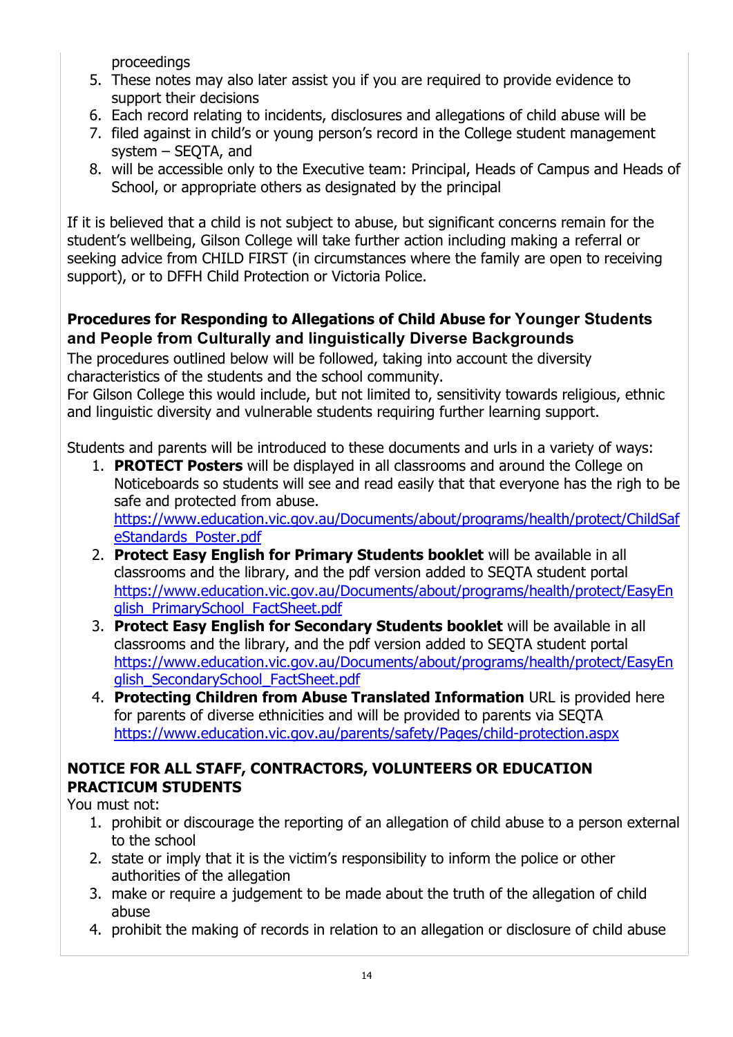proceedings

5. These notes may also later assist you if you are required to provide evidence to support their decisions
6. Each record relating to incidents, disclosures and allegations of child abuse will be
7. filed against in child's or young person's record in the College student management system – SEQTA, and
8. will be accessible only to the Executive team: Principal, Heads of Campus and Heads of School, or appropriate others as designated by the principal

If it is believed that a child is not subject to abuse, but significant concerns remain for the student's wellbeing, Gilson College will take further action including making a referral or seeking advice from CHILD FIRST (in circumstances where the family are open to receiving support), or to DFFH Child Protection or Victoria Police.

### Procedures for Responding to Allegations of Child Abuse for Younger Students and People from Culturally and linguistically Diverse Backgrounds

The procedures outlined below will be followed, taking into account the diversity characteristics of the students and the school community.
For Gilson College this would include, but not limited to, sensitivity towards religious, ethnic and linguistic diversity and vulnerable students requiring further learning support.

Students and parents will be introduced to these documents and urls in a variety of ways:

1. **PROTECT Posters** will be displayed in all classrooms and around the College on Noticeboards so students will see and read easily that that everyone has the righ to be safe and protected from abuse. https://www.education.vic.gov.au/Documents/about/programs/health/protect/ChildSafeStandards_Poster.pdf
2. **Protect Easy English for Primary Students booklet** will be available in all classrooms and the library, and the pdf version added to SEQTA student portal https://www.education.vic.gov.au/Documents/about/programs/health/protect/EasyEnglish_PrimarySchool_FactSheet.pdf
3. **Protect Easy English for Secondary Students booklet** will be available in all classrooms and the library, and the pdf version added to SEQTA student portal https://www.education.vic.gov.au/Documents/about/programs/health/protect/EasyEnglish_SecondarySchool_FactSheet.pdf
4. **Protecting Children from Abuse Translated Information** URL is provided here for parents of diverse ethnicities and will be provided to parents via SEQTA https://www.education.vic.gov.au/parents/safety/Pages/child-protection.aspx

### NOTICE FOR ALL STAFF, CONTRACTORS, VOLUNTEERS OR EDUCATION PRACTICUM STUDENTS

You must not:

1. prohibit or discourage the reporting of an allegation of child abuse to a person external to the school
2. state or imply that it is the victim's responsibility to inform the police or other authorities of the allegation
3. make or require a judgement to be made about the truth of the allegation of child abuse
4. prohibit the making of records in relation to an allegation or disclosure of child abuse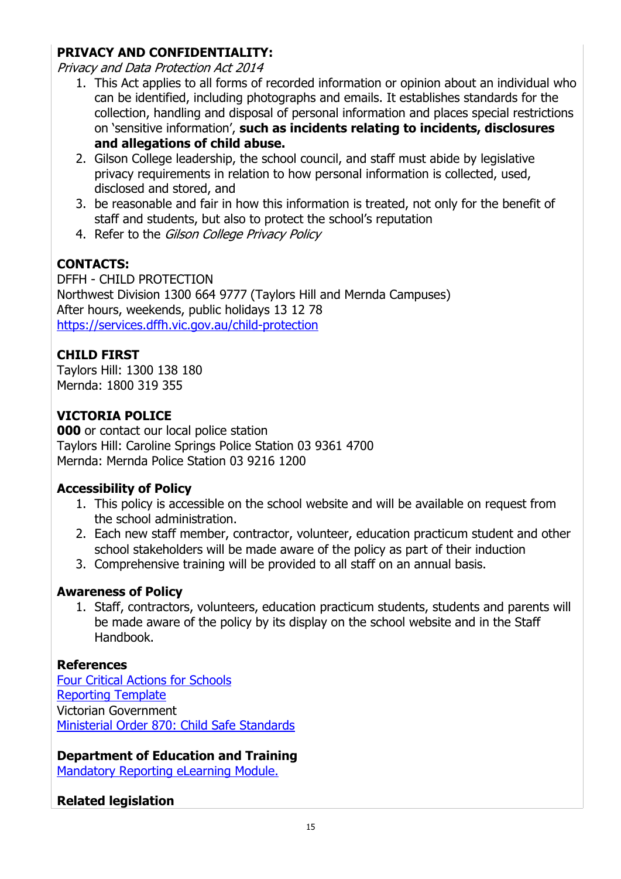**PRIVACY AND CONFIDENTIALITY:**

*Privacy and Data Protection Act 2014*

1. This Act applies to all forms of recorded information or opinion about an individual who can be identified, including photographs and emails. It establishes standards for the collection, handling and disposal of personal information and places special restrictions on 'sensitive information', **such as incidents relating to incidents, disclosures and allegations of child abuse.**
2. Gilson College leadership, the school council, and staff must abide by legislative privacy requirements in relation to how personal information is collected, used, disclosed and stored, and
3. be reasonable and fair in how this information is treated, not only for the benefit of staff and students, but also to protect the school's reputation
4. Refer to the *Gilson College Privacy Policy*

**CONTACTS:**

DFFH - CHILD PROTECTION
Northwest Division 1300 664 9777 (Taylors Hill and Mernda Campuses)
After hours, weekends, public holidays 13 12 78
[https://services.dffh.vic.gov.au/child-protection](https://services.dffh.vic.gov.au/child-protection)

**CHILD FIRST**

Taylors Hill: 1300 138 180
Mernda: 1800 319 355

**VICTORIA POLICE**

**000** or contact our local police station
Taylors Hill: Caroline Springs Police Station 03 9361 4700
Mernda: Mernda Police Station 03 9216 1200

**Accessibility of Policy**

1. This policy is accessible on the school website and will be available on request from the school administration.
2. Each new staff member, contractor, volunteer, education practicum student and other school stakeholders will be made aware of the policy as part of their induction
3. Comprehensive training will be provided to all staff on an annual basis.

**Awareness of Policy**

1. Staff, contractors, volunteers, education practicum students, students and parents will be made aware of the policy by its display on the school website and in the Staff Handbook.

**References**

Four Critical Actions for Schools
Reporting Template
Victorian Government
Ministerial Order 870: Child Safe Standards

**Department of Education and Training**

Mandatory Reporting eLearning Module.

**Related legislation**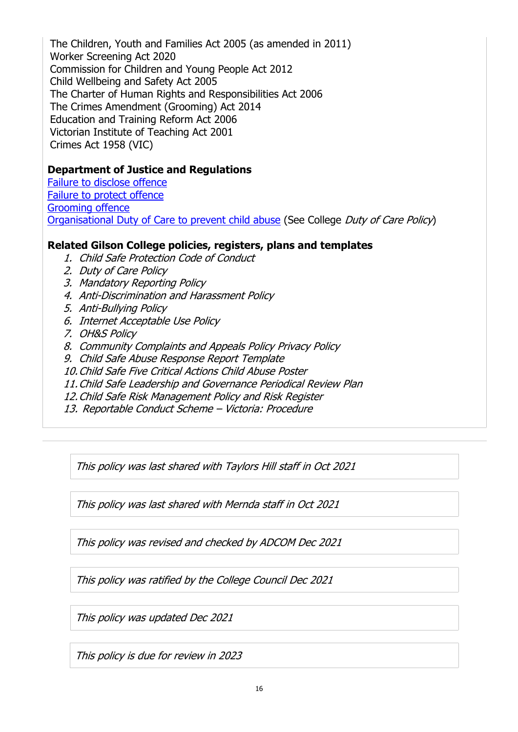The Children, Youth and Families Act 2005 (as amended in 2011)
Worker Screening Act 2020
Commission for Children and Young People Act 2012
Child Wellbeing and Safety Act 2005
The Charter of Human Rights and Responsibilities Act 2006
The Crimes Amendment (Grooming) Act 2014
Education and Training Reform Act 2006
Victorian Institute of Teaching Act 2001
Crimes Act 1958 (VIC)

**Department of Justice and Regulations**
Failure to disclose offence
Failure to protect offence
Grooming offence
Organisational Duty of Care to prevent child abuse (See College *Duty of Care Policy*)

**Related Gilson College policies, registers, plans and templates**

1. *Child Safe Protection Code of Conduct*
2. *Duty of Care Policy*
3. *Mandatory Reporting Policy*
4. *Anti-Discrimination and Harassment Policy*
5. *Anti-Bullying Policy*
6. *Internet Acceptable Use Policy*
7. *OH&S Policy*
8. *Community Complaints and Appeals Policy Privacy Policy*
9. *Child Safe Abuse Response Report Template*
10. *Child Safe Five Critical Actions Child Abuse Poster*
11. *Child Safe Leadership and Governance Periodical Review Plan*
12. *Child Safe Risk Management Policy and Risk Register*
13. *Reportable Conduct Scheme – Victoria: Procedure*

---

*This policy was last shared with Taylors Hill staff in Oct 2021*

*This policy was last shared with Mernda staff in Oct 2021*

*This policy was revised and checked by ADCOM Dec 2021*

*This policy was ratified by the College Council Dec 2021*

*This policy was updated Dec 2021*

*This policy is due for review in 2023*